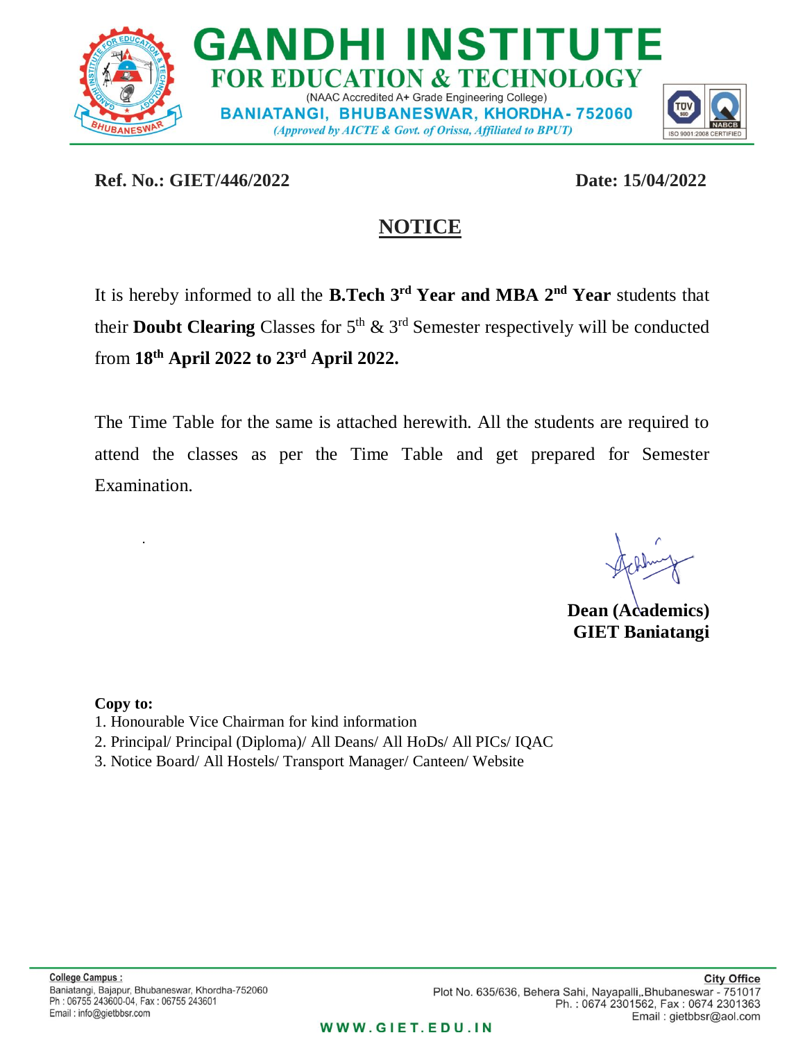# GANDHI INSTITUTE
## FOR EDUCATION & TECHNOLOGY

(NAAC Accredited A+ Grade Engineering College)

BANIATANGI, BHUBANESWAR, KHORDHA- 752060

*(Approved by AICTE & Govt. of Orissa, Affiliated to BPUT)*

**Ref. No.: GIET/446/2022** **Date: 15/04/2022**

## NOTICE

It is hereby informed to all the **B.Tech 3rd Year and MBA 2nd Year** students that their **Doubt Clearing** Classes for 5th & 3rd Semester respectively will be conducted from **18th April 2022 to 23rd April 2022.**

The Time Table for the same is attached herewith. All the students are required to attend the classes as per the Time Table and get prepared for Semester Examination.

**Dean (Academics)**
**GIET Baniatangi**

**Copy to:**

1. Honourable Vice Chairman for kind information
2. Principal/ Principal (Diploma)/ All Deans/ All HoDs/ All PICs/ IQAC
3. Notice Board/ All Hostels/ Transport Manager/ Canteen/ Website

**College Campus :**
Baniatangi, Bajapur, Bhubaneswar, Khordha-752060
Ph : 06755 243600-04, Fax : 06755 243601
Email : info@gietbbsr.com

**City Office**
Plot No. 635/636, Behera Sahi, Nayapalli,,Bhubaneswar - 751017
Ph. : 0674 2301562, Fax : 0674 2301363
Email : gietbbsr@aol.com

WWW.GIET.EDU.IN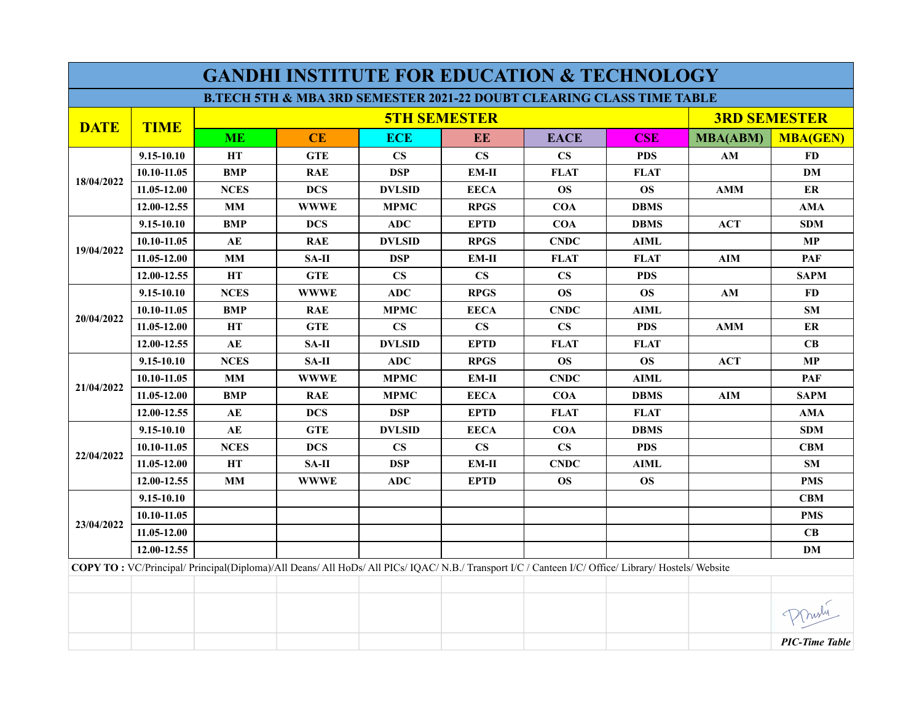# GANDHI INSTITUTE FOR EDUCATION & TECHNOLOGY

## B.TECH 5TH & MBA 3RD SEMESTER 2021-22 DOUBT CLEARING CLASS TIME TABLE

| DATE | TIME | 5TH SEMESTER | | | | | | 3RD SEMESTER | |
|---|---|---|---|---|---|---|---|---|---|
| | | ME | CE | ECE | EE | EACE | CSE | MBA(ABM) | MBA(GEN) |
| 18/04/2022 | 9.15-10.10 | HT | GTE | CS | CS | CS | PDS | AM | FD |
| | 10.10-11.05 | BMP | RAE | DSP | EM-II | FLAT | FLAT | | DM |
| | 11.05-12.00 | NCES | DCS | DVLSID | EECA | OS | OS | AMM | ER |
| | 12.00-12.55 | MM | WWWE | MPMC | RPGS | COA | DBMS | | AMA |
| 19/04/2022 | 9.15-10.10 | BMP | DCS | ADC | EPTD | COA | DBMS | ACT | SDM |
| | 10.10-11.05 | AE | RAE | DVLSID | RPGS | CNDC | AIML | | MP |
| | 11.05-12.00 | MM | SA-II | DSP | EM-II | FLAT | FLAT | AIM | PAF |
| | 12.00-12.55 | HT | GTE | CS | CS | CS | PDS | | SAPM |
| 20/04/2022 | 9.15-10.10 | NCES | WWWE | ADC | RPGS | OS | OS | AM | FD |
| | 10.10-11.05 | BMP | RAE | MPMC | EECA | CNDC | AIML | | SM |
| | 11.05-12.00 | HT | GTE | CS | CS | CS | PDS | AMM | ER |
| | 12.00-12.55 | AE | SA-II | DVLSID | EPTD | FLAT | FLAT | | CB |
| 21/04/2022 | 9.15-10.10 | NCES | SA-II | ADC | RPGS | OS | OS | ACT | MP |
| | 10.10-11.05 | MM | WWWE | MPMC | EM-II | CNDC | AIML | | PAF |
| | 11.05-12.00 | BMP | RAE | MPMC | EECA | COA | DBMS | AIM | SAPM |
| | 12.00-12.55 | AE | DCS | DSP | EPTD | FLAT | FLAT | | AMA |
| 22/04/2022 | 9.15-10.10 | AE | GTE | DVLSID | EECA | COA | DBMS | | SDM |
| | 10.10-11.05 | NCES | DCS | CS | CS | CS | PDS | | CBM |
| | 11.05-12.00 | HT | SA-II | DSP | EM-II | CNDC | AIML | | SM |
| | 12.00-12.55 | MM | WWWE | ADC | EPTD | OS | OS | | PMS |
| 23/04/2022 | 9.15-10.10 | | | | | | | | CBM |
| | 10.10-11.05 | | | | | | | | PMS |
| | 11.05-12.00 | | | | | | | | CB |
| | 12.00-12.55 | | | | | | | | DM |

**COPY TO :** VC/Principal/ Principal(Diploma)/All Deans/ All HoDs/ All PICs/ IQAC/ N.B./ Transport I/C / Canteen I/C/ Office/ Library/ Hostels/ Website

***PIC-Time Table***